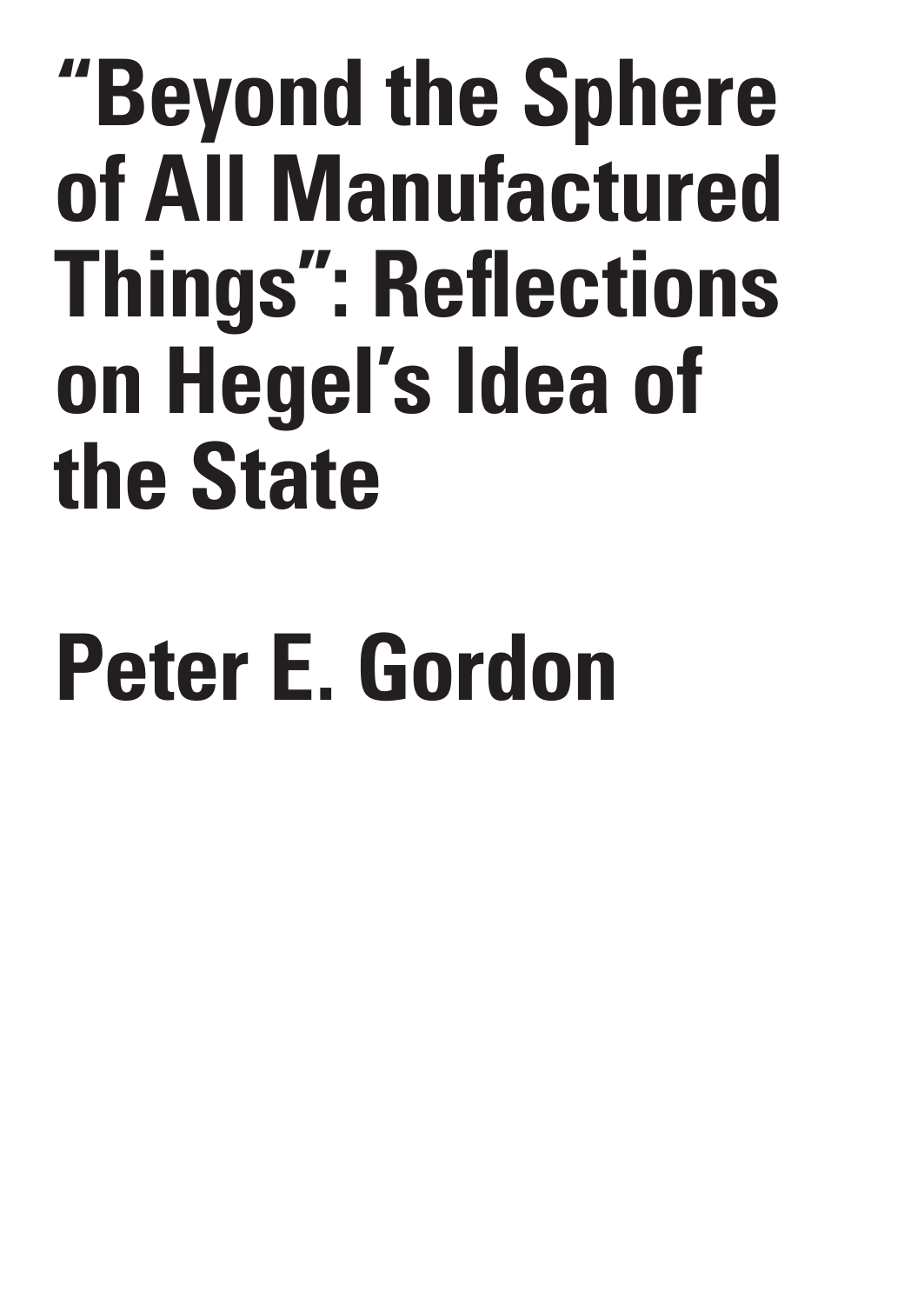# "Beyond the Sphere of All Manufactured Things": Reflections on Hegel's Idea of the State

## Peter E. Gordon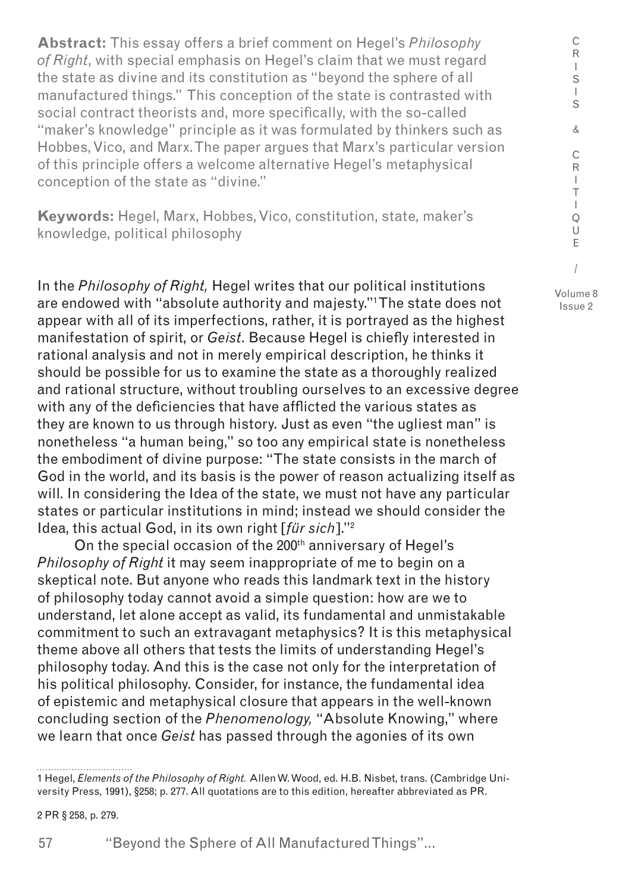**Abstract:** This essay offers a brief comment on Hegel's *Philosophy of Right*, with special emphasis on Hegel's claim that we must regard the state as divine and its constitution as "beyond the sphere of all manufactured things." This conception of the state is contrasted with social contract theorists and, more specifically, with the so-called "maker's knowledge" principle as it was formulated by thinkers such as Hobbes, Vico, and Marx. The paper argues that Marx's particular version of this principle offers a welcome alternative Hegel's metaphysical conception of the state as "divine."

**Keywords:** Hegel, Marx, Hobbes, Vico, constitution, state, maker's knowledge, political philosophy

In the *Philosophy of Right,* Hegel writes that our political institutions are endowed with "absolute authority and majesty."[1] The state does not appear with all of its imperfections, rather, it is portrayed as the highest manifestation of spirit, or *Geist*. Because Hegel is chiefly interested in rational analysis and not in merely empirical description, he thinks it should be possible for us to examine the state as a thoroughly realized and rational structure, without troubling ourselves to an excessive degree with any of the deficiencies that have afflicted the various states as they are known to us through history. Just as even "the ugliest man" is nonetheless "a human being," so too any empirical state is nonetheless the embodiment of divine purpose: "The state consists in the march of God in the world, and its basis is the power of reason actualizing itself as will. In considering the Idea of the state, we must not have any particular states or particular institutions in mind; instead we should consider the Idea, this actual God, in its own right [*für sich*]."[2]

On the special occasion of the 200th anniversary of Hegel's *Philosophy of Right* it may seem inappropriate of me to begin on a skeptical note. But anyone who reads this landmark text in the history of philosophy today cannot avoid a simple question: how are we to understand, let alone accept as valid, its fundamental and unmistakable commitment to such an extravagant metaphysics? It is this metaphysical theme above all others that tests the limits of understanding Hegel's philosophy today. And this is the case not only for the interpretation of his political philosophy. Consider, for instance, the fundamental idea of epistemic and metaphysical closure that appears in the well-known concluding section of the *Phenomenology,* "Absolute Knowing," where we learn that once *Geist* has passed through the agonies of its own

---

1 Hegel, *Elements of the Philosophy of Right.* Allen W. Wood, ed. H.B. Nisbet, trans. (Cambridge University Press, 1991), §258; p. 277. All quotations are to this edition, hereafter abbreviated as PR.

2 PR § 258, p. 279.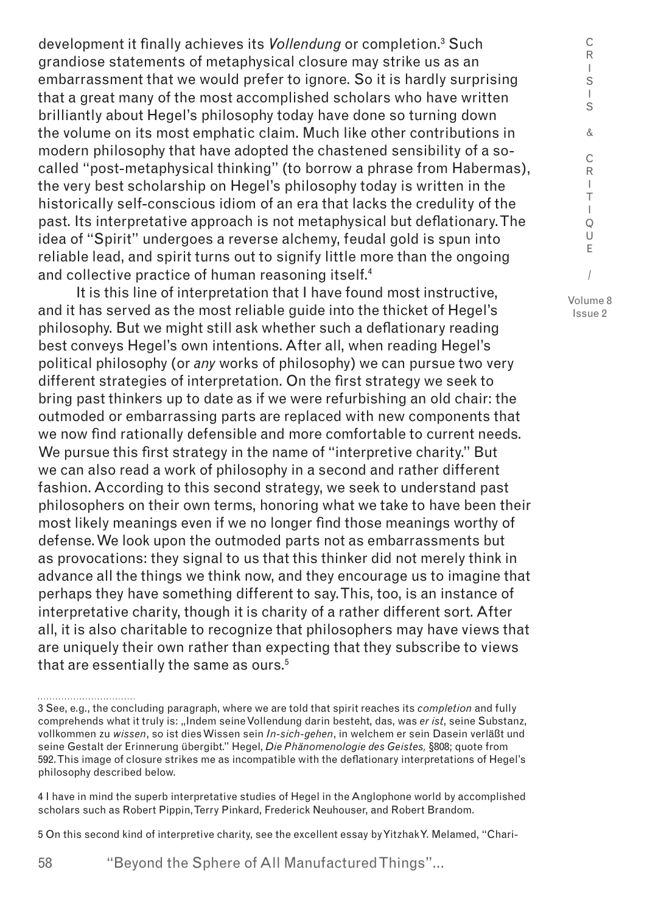development it finally achieves its *Vollendung* or completion.[3] Such grandiose statements of metaphysical closure may strike us as an embarrassment that we would prefer to ignore. So it is hardly surprising that a great many of the most accomplished scholars who have written brilliantly about Hegel's philosophy today have done so turning down the volume on its most emphatic claim. Much like other contributions in modern philosophy that have adopted the chastened sensibility of a so-called "post-metaphysical thinking" (to borrow a phrase from Habermas), the very best scholarship on Hegel's philosophy today is written in the historically self-conscious idiom of an era that lacks the credulity of the past. Its interpretative approach is not metaphysical but deflationary. The idea of "Spirit" undergoes a reverse alchemy, feudal gold is spun into reliable lead, and spirit turns out to signify little more than the ongoing and collective practice of human reasoning itself.[4]

It is this line of interpretation that I have found most instructive, and it has served as the most reliable guide into the thicket of Hegel's philosophy. But we might still ask whether such a deflationary reading best conveys Hegel's own intentions. After all, when reading Hegel's political philosophy (or *any* works of philosophy) we can pursue two very different strategies of interpretation. On the first strategy we seek to bring past thinkers up to date as if we were refurbishing an old chair: the outmoded or embarrassing parts are replaced with new components that we now find rationally defensible and more comfortable to current needs. We pursue this first strategy in the name of "interpretive charity." But we can also read a work of philosophy in a second and rather different fashion. According to this second strategy, we seek to understand past philosophers on their own terms, honoring what we take to have been their most likely meanings even if we no longer find those meanings worthy of defense. We look upon the outmoded parts not as embarrassments but as provocations: they signal to us that this thinker did not merely think in advance all the things we think now, and they encourage us to imagine that perhaps they have something different to say. This, too, is an instance of interpretative charity, though it is charity of a rather different sort. After all, it is also charitable to recognize that philosophers may have views that are uniquely their own rather than expecting that they subscribe to views that are essentially the same as ours.[5]

---

3 See, e.g., the concluding paragraph, where we are told that spirit reaches its *completion* and fully comprehends what it truly is: „Indem seine Vollendung darin besteht, das, was *er ist*, seine Substanz, vollkommen zu *wissen*, so ist dies Wissen sein *In-sich-gehen*, in welchem er sein Dasein verläßt und seine Gestalt der Erinnerung übergibt." Hegel, *Die Phänomenologie des Geistes,* §808; quote from 592. This image of closure strikes me as incompatible with the deflationary interpretations of Hegel's philosophy described below.

4 I have in mind the superb interpretative studies of Hegel in the Anglophone world by accomplished scholars such as Robert Pippin, Terry Pinkard, Frederick Neuhouser, and Robert Brandom.

5 On this second kind of interpretive charity, see the excellent essay by Yitzhak Y. Melamed, "Chari-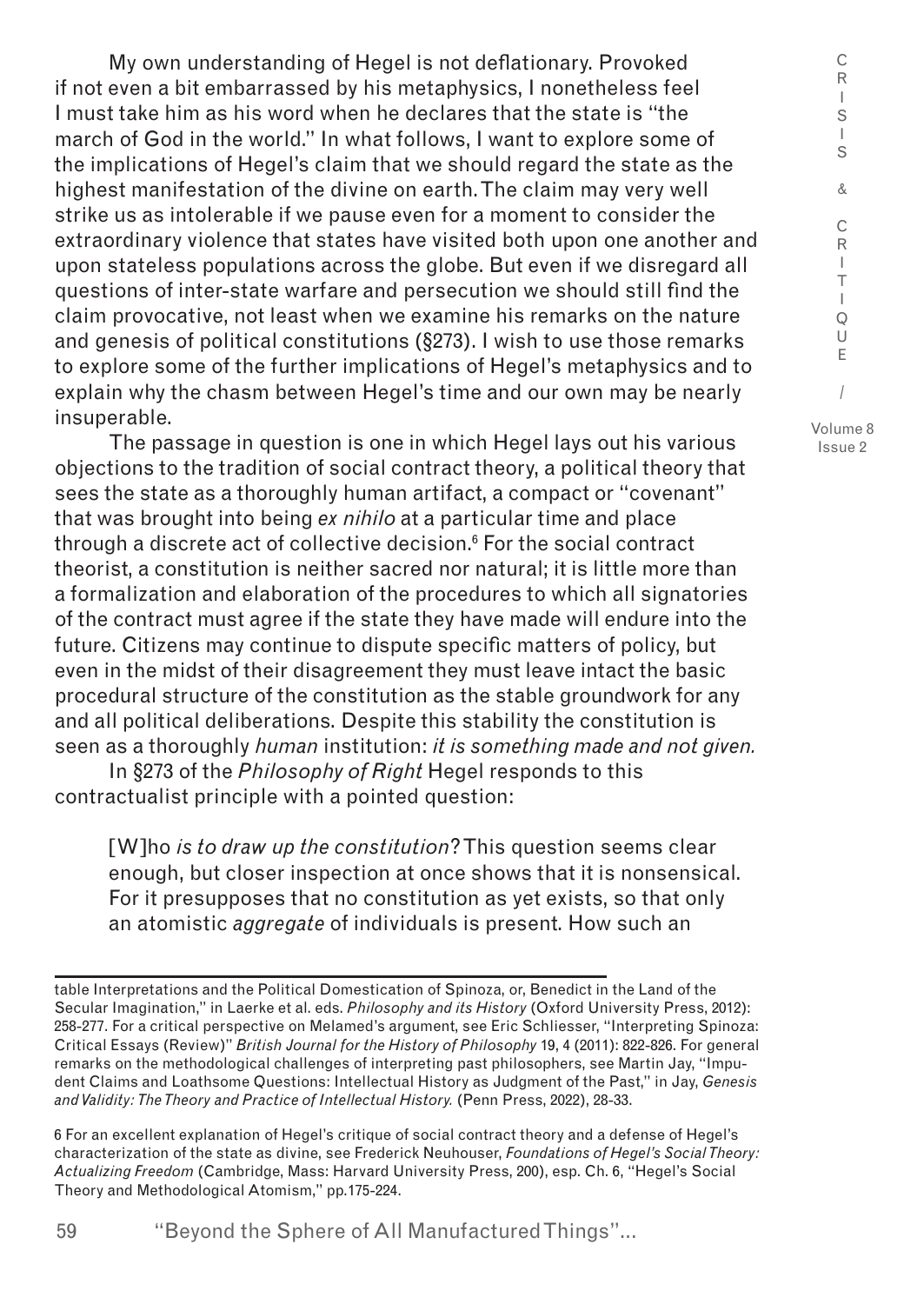My own understanding of Hegel is not deflationary. Provoked if not even a bit embarrassed by his metaphysics, I nonetheless feel I must take him as his word when he declares that the state is "the march of God in the world." In what follows, I want to explore some of the implications of Hegel's claim that we should regard the state as the highest manifestation of the divine on earth. The claim may very well strike us as intolerable if we pause even for a moment to consider the extraordinary violence that states have visited both upon one another and upon stateless populations across the globe. But even if we disregard all questions of inter-state warfare and persecution we should still find the claim provocative, not least when we examine his remarks on the nature and genesis of political constitutions (§273). I wish to use those remarks to explore some of the further implications of Hegel's metaphysics and to explain why the chasm between Hegel's time and our own may be nearly insuperable.

The passage in question is one in which Hegel lays out his various objections to the tradition of social contract theory, a political theory that sees the state as a thoroughly human artifact, a compact or "covenant" that was brought into being *ex nihilo* at a particular time and place through a discrete act of collective decision.[6] For the social contract theorist, a constitution is neither sacred nor natural; it is little more than a formalization and elaboration of the procedures to which all signatories of the contract must agree if the state they have made will endure into the future. Citizens may continue to dispute specific matters of policy, but even in the midst of their disagreement they must leave intact the basic procedural structure of the constitution as the stable groundwork for any and all political deliberations. Despite this stability the constitution is seen as a thoroughly *human* institution: *it is something made and not given.*

In §273 of the *Philosophy of Right* Hegel responds to this contractualist principle with a pointed question:

> [W]ho *is to draw up the constitution*? This question seems clear enough, but closer inspection at once shows that it is nonsensical. For it presupposes that no constitution as yet exists, so that only an atomistic *aggregate* of individuals is present. How such an

---

table Interpretations and the Political Domestication of Spinoza, or, Benedict in the Land of the Secular Imagination," in Laerke et al. eds. *Philosophy and its History* (Oxford University Press, 2012): 258-277. For a critical perspective on Melamed's argument, see Eric Schliesser, "Interpreting Spinoza: Critical Essays (Review)" *British Journal for the History of Philosophy* 19, 4 (2011): 822-826. For general remarks on the methodological challenges of interpreting past philosophers, see Martin Jay, "Impudent Claims and Loathsome Questions: Intellectual History as Judgment of the Past," in Jay, *Genesis and Validity: The Theory and Practice of Intellectual History.* (Penn Press, 2022), 28-33.

6 For an excellent explanation of Hegel's critique of social contract theory and a defense of Hegel's characterization of the state as divine, see Frederick Neuhouser, *Foundations of Hegel's Social Theory: Actualizing Freedom* (Cambridge, Mass: Harvard University Press, 200), esp. Ch. 6, "Hegel's Social Theory and Methodological Atomism," pp.175-224.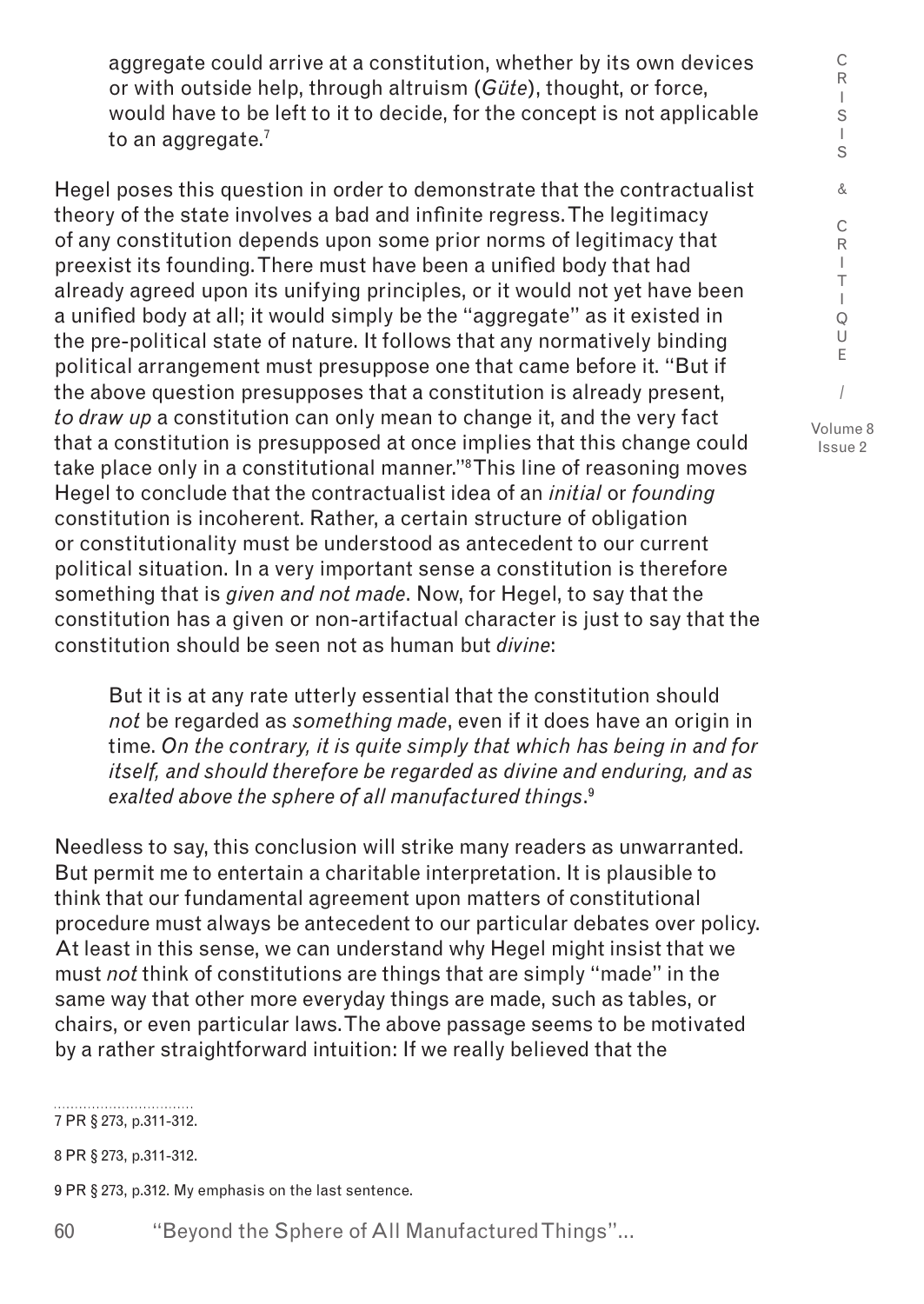> aggregate could arrive at a constitution, whether by its own devices or with outside help, through altruism (*Güte*), thought, or force, would have to be left to it to decide, for the concept is not applicable to an aggregate.[7]

Hegel poses this question in order to demonstrate that the contractualist theory of the state involves a bad and infinite regress. The legitimacy of any constitution depends upon some prior norms of legitimacy that preexist its founding. There must have been a unified body that had already agreed upon its unifying principles, or it would not yet have been a unified body at all; it would simply be the "aggregate" as it existed in the pre-political state of nature. It follows that any normatively binding political arrangement must presuppose one that came before it. "But if the above question presupposes that a constitution is already present, *to draw up* a constitution can only mean to change it, and the very fact that a constitution is presupposed at once implies that this change could take place only in a constitutional manner."[8] This line of reasoning moves Hegel to conclude that the contractualist idea of an *initial* or *founding* constitution is incoherent. Rather, a certain structure of obligation or constitutionality must be understood as antecedent to our current political situation. In a very important sense a constitution is therefore something that is *given and not made*. Now, for Hegel, to say that the constitution has a given or non-artifactual character is just to say that the constitution should be seen not as human but *divine*:

> But it is at any rate utterly essential that the constitution should *not* be regarded as *something made*, even if it does have an origin in time. *On the contrary, it is quite simply that which has being in and for itself, and should therefore be regarded as divine and enduring, and as exalted above the sphere of all manufactured things*.[9]

Needless to say, this conclusion will strike many readers as unwarranted. But permit me to entertain a charitable interpretation. It is plausible to think that our fundamental agreement upon matters of constitutional procedure must always be antecedent to our particular debates over policy. At least in this sense, we can understand why Hegel might insist that we must *not* think of constitutions are things that are simply "made" in the same way that other more everyday things are made, such as tables, or chairs, or even particular laws. The above passage seems to be motivated by a rather straightforward intuition: If we really believed that the

7 PR § 273, p.311-312.

8 PR § 273, p.311-312.

9 PR § 273, p.312. My emphasis on the last sentence.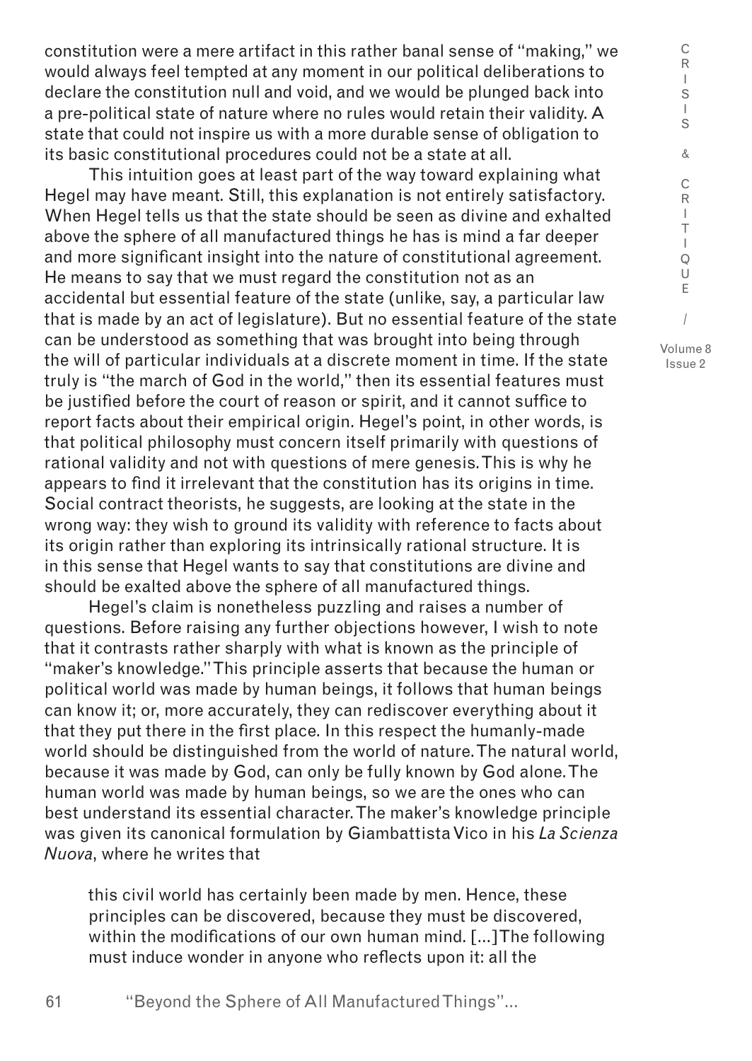constitution were a mere artifact in this rather banal sense of "making," we would always feel tempted at any moment in our political deliberations to declare the constitution null and void, and we would be plunged back into a pre-political state of nature where no rules would retain their validity. A state that could not inspire us with a more durable sense of obligation to its basic constitutional procedures could not be a state at all.

This intuition goes at least part of the way toward explaining what Hegel may have meant. Still, this explanation is not entirely satisfactory. When Hegel tells us that the state should be seen as divine and exhalted above the sphere of all manufactured things he has is mind a far deeper and more significant insight into the nature of constitutional agreement. He means to say that we must regard the constitution not as an accidental but essential feature of the state (unlike, say, a particular law that is made by an act of legislature). But no essential feature of the state can be understood as something that was brought into being through the will of particular individuals at a discrete moment in time. If the state truly is "the march of God in the world," then its essential features must be justified before the court of reason or spirit, and it cannot suffice to report facts about their empirical origin. Hegel's point, in other words, is that political philosophy must concern itself primarily with questions of rational validity and not with questions of mere genesis. This is why he appears to find it irrelevant that the constitution has its origins in time. Social contract theorists, he suggests, are looking at the state in the wrong way: they wish to ground its validity with reference to facts about its origin rather than exploring its intrinsically rational structure. It is in this sense that Hegel wants to say that constitutions are divine and should be exalted above the sphere of all manufactured things.

Hegel's claim is nonetheless puzzling and raises a number of questions. Before raising any further objections however, I wish to note that it contrasts rather sharply with what is known as the principle of "maker's knowledge." This principle asserts that because the human or political world was made by human beings, it follows that human beings can know it; or, more accurately, they can rediscover everything about it that they put there in the first place. In this respect the humanly-made world should be distinguished from the world of nature. The natural world, because it was made by God, can only be fully known by God alone. The human world was made by human beings, so we are the ones who can best understand its essential character. The maker's knowledge principle was given its canonical formulation by Giambattista Vico in his *La Scienza Nuova*, where he writes that

> this civil world has certainly been made by men. Hence, these principles can be discovered, because they must be discovered, within the modifications of our own human mind. [...] The following must induce wonder in anyone who reflects upon it: all the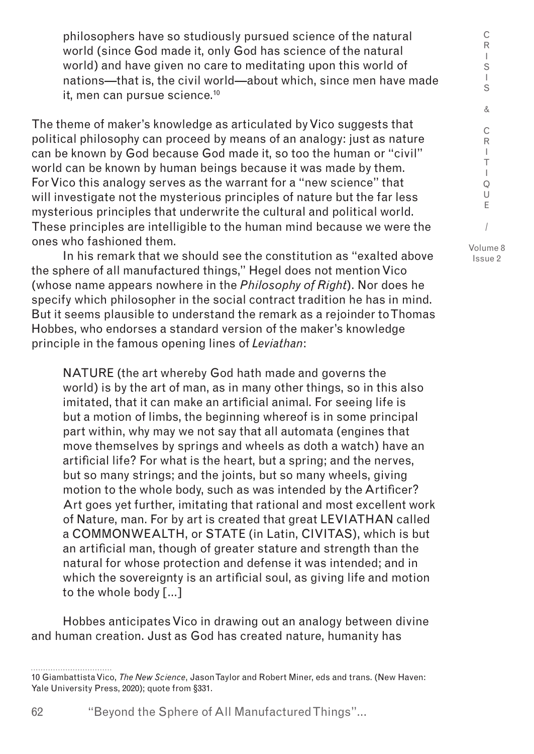> philosophers have so studiously pursued science of the natural world (since God made it, only God has science of the natural world) and have given no care to meditating upon this world of nations—that is, the civil world—about which, since men have made it, men can pursue science.[10]

The theme of maker's knowledge as articulated by Vico suggests that political philosophy can proceed by means of an analogy: just as nature can be known by God because God made it, so too the human or "civil" world can be known by human beings because it was made by them. For Vico this analogy serves as the warrant for a "new science" that will investigate not the mysterious principles of nature but the far less mysterious principles that underwrite the cultural and political world. These principles are intelligible to the human mind because we were the ones who fashioned them.

In his remark that we should see the constitution as "exalted above the sphere of all manufactured things," Hegel does not mention Vico (whose name appears nowhere in the *Philosophy of Right*). Nor does he specify which philosopher in the social contract tradition he has in mind. But it seems plausible to understand the remark as a rejoinder to Thomas Hobbes, who endorses a standard version of the maker's knowledge principle in the famous opening lines of *Leviathan*:

> NATURE (the art whereby God hath made and governs the world) is by the art of man, as in many other things, so in this also imitated, that it can make an artificial animal. For seeing life is but a motion of limbs, the beginning whereof is in some principal part within, why may we not say that all automata (engines that move themselves by springs and wheels as doth a watch) have an artificial life? For what is the heart, but a spring; and the nerves, but so many strings; and the joints, but so many wheels, giving motion to the whole body, such as was intended by the Artificer? Art goes yet further, imitating that rational and most excellent work of Nature, man. For by art is created that great LEVIATHAN called a COMMONWEALTH, or STATE (in Latin, CIVITAS), which is but an artificial man, though of greater stature and strength than the natural for whose protection and defense it was intended; and in which the sovereignty is an artificial soul, as giving life and motion to the whole body [...]

Hobbes anticipates Vico in drawing out an analogy between divine and human creation. Just as God has created nature, humanity has

---

10 Giambattista Vico, *The New Science*, Jason Taylor and Robert Miner, eds and trans. (New Haven: Yale University Press, 2020); quote from §331.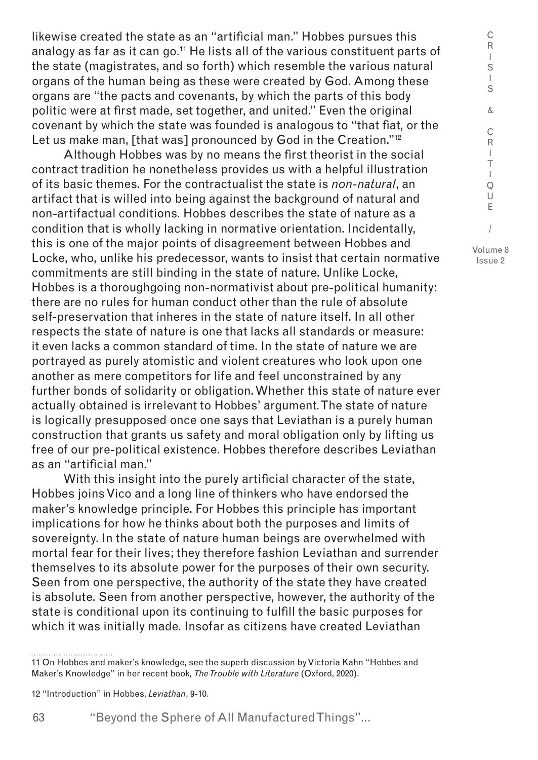likewise created the state as an "artificial man." Hobbes pursues this analogy as far as it can go.[11] He lists all of the various constituent parts of the state (magistrates, and so forth) which resemble the various natural organs of the human being as these were created by God. Among these organs are "the pacts and covenants, by which the parts of this body politic were at first made, set together, and united." Even the original covenant by which the state was founded is analogous to "that fiat, or the Let us make man, [that was] pronounced by God in the Creation."[12]

Although Hobbes was by no means the first theorist in the social contract tradition he nonetheless provides us with a helpful illustration of its basic themes. For the contractualist the state is *non-natural*, an artifact that is willed into being against the background of natural and non-artifactual conditions. Hobbes describes the state of nature as a condition that is wholly lacking in normative orientation. Incidentally, this is one of the major points of disagreement between Hobbes and Locke, who, unlike his predecessor, wants to insist that certain normative commitments are still binding in the state of nature. Unlike Locke, Hobbes is a thoroughgoing non-normativist about pre-political humanity: there are no rules for human conduct other than the rule of absolute self-preservation that inheres in the state of nature itself. In all other respects the state of nature is one that lacks all standards or measure: it even lacks a common standard of time. In the state of nature we are portrayed as purely atomistic and violent creatures who look upon one another as mere competitors for life and feel unconstrained by any further bonds of solidarity or obligation. Whether this state of nature ever actually obtained is irrelevant to Hobbes' argument. The state of nature is logically presupposed once one says that Leviathan is a purely human construction that grants us safety and moral obligation only by lifting us free of our pre-political existence. Hobbes therefore describes Leviathan as an "artificial man."

With this insight into the purely artificial character of the state, Hobbes joins Vico and a long line of thinkers who have endorsed the maker's knowledge principle. For Hobbes this principle has important implications for how he thinks about both the purposes and limits of sovereignty. In the state of nature human beings are overwhelmed with mortal fear for their lives; they therefore fashion Leviathan and surrender themselves to its absolute power for the purposes of their own security. Seen from one perspective, the authority of the state they have created is absolute. Seen from another perspective, however, the authority of the state is conditional upon its continuing to fulfill the basic purposes for which it was initially made. Insofar as citizens have created Leviathan

---

11 On Hobbes and maker's knowledge, see the superb discussion by Victoria Kahn "Hobbes and Maker's Knowledge" in her recent book, *The Trouble with Literature* (Oxford, 2020).

12 "Introduction" in Hobbes, *Leviathan*, 9-10.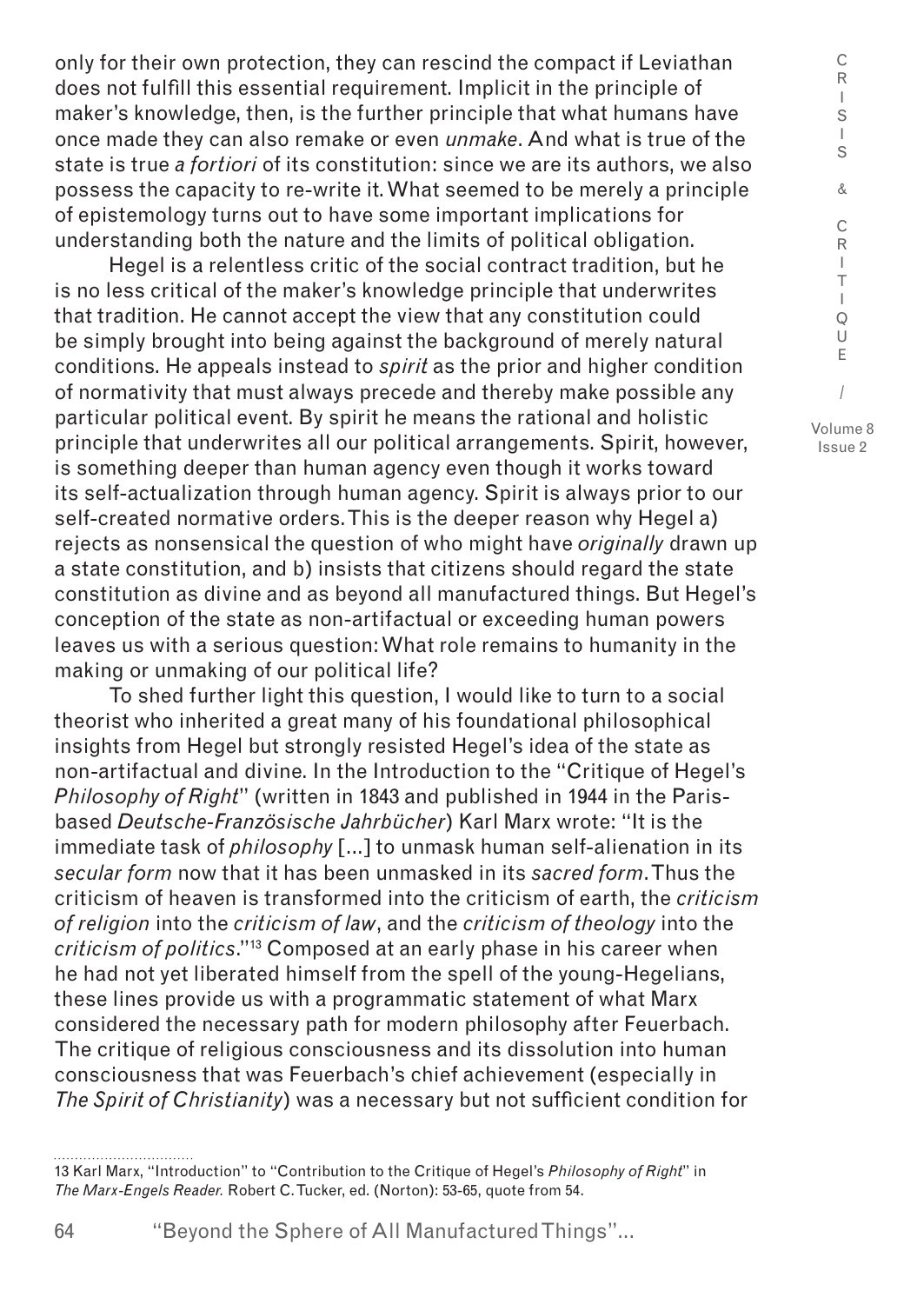only for their own protection, they can rescind the compact if Leviathan does not fulfill this essential requirement. Implicit in the principle of maker's knowledge, then, is the further principle that what humans have once made they can also remake or even *unmake*. And what is true of the state is true *a fortiori* of its constitution: since we are its authors, we also possess the capacity to re-write it. What seemed to be merely a principle of epistemology turns out to have some important implications for understanding both the nature and the limits of political obligation.

Hegel is a relentless critic of the social contract tradition, but he is no less critical of the maker's knowledge principle that underwrites that tradition. He cannot accept the view that any constitution could be simply brought into being against the background of merely natural conditions. He appeals instead to *spirit* as the prior and higher condition of normativity that must always precede and thereby make possible any particular political event. By spirit he means the rational and holistic principle that underwrites all our political arrangements. Spirit, however, is something deeper than human agency even though it works toward its self-actualization through human agency. Spirit is always prior to our self-created normative orders. This is the deeper reason why Hegel a) rejects as nonsensical the question of who might have *originally* drawn up a state constitution, and b) insists that citizens should regard the state constitution as divine and as beyond all manufactured things. But Hegel's conception of the state as non-artifactual or exceeding human powers leaves us with a serious question: What role remains to humanity in the making or unmaking of our political life?

To shed further light this question, I would like to turn to a social theorist who inherited a great many of his foundational philosophical insights from Hegel but strongly resisted Hegel's idea of the state as non-artifactual and divine. In the Introduction to the "Critique of Hegel's *Philosophy of Right*" (written in 1843 and published in 1944 in the Paris-based *Deutsche-Französische Jahrbücher*) Karl Marx wrote: "It is the immediate task of *philosophy* [...] to unmask human self-alienation in its *secular form* now that it has been unmasked in its *sacred form*. Thus the criticism of heaven is transformed into the criticism of earth, the *criticism of religion* into the *criticism of law*, and the *criticism of theology* into the *criticism of politics*."[13] Composed at an early phase in his career when he had not yet liberated himself from the spell of the young-Hegelians, these lines provide us with a programmatic statement of what Marx considered the necessary path for modern philosophy after Feuerbach. The critique of religious consciousness and its dissolution into human consciousness that was Feuerbach's chief achievement (especially in *The Spirit of Christianity*) was a necessary but not sufficient condition for

---

13 Karl Marx, "Introduction" to "Contribution to the Critique of Hegel's *Philosophy of Right*" in *The Marx-Engels Reader.* Robert C. Tucker, ed. (Norton): 53-65, quote from 54.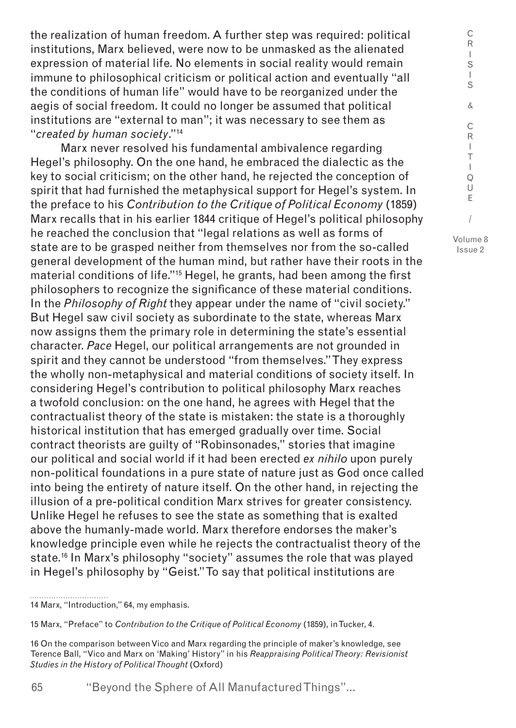the realization of human freedom. A further step was required: political institutions, Marx believed, were now to be unmasked as the alienated expression of material life. No elements in social reality would remain immune to philosophical criticism or political action and eventually "all the conditions of human life" would have to be reorganized under the aegis of social freedom. It could no longer be assumed that political institutions are "external to man"; it was necessary to see them as "*created by human society*."[14]

Marx never resolved his fundamental ambivalence regarding Hegel's philosophy. On the one hand, he embraced the dialectic as the key to social criticism; on the other hand, he rejected the conception of spirit that had furnished the metaphysical support for Hegel's system. In the preface to his *Contribution to the Critique of Political Economy* (1859) Marx recalls that in his earlier 1844 critique of Hegel's political philosophy he reached the conclusion that "legal relations as well as forms of state are to be grasped neither from themselves nor from the so-called general development of the human mind, but rather have their roots in the material conditions of life."[15] Hegel, he grants, had been among the first philosophers to recognize the significance of these material conditions. In the *Philosophy of Right* they appear under the name of "civil society." But Hegel saw civil society as subordinate to the state, whereas Marx now assigns them the primary role in determining the state's essential character. *Pace* Hegel, our political arrangements are not grounded in spirit and they cannot be understood "from themselves." They express the wholly non-metaphysical and material conditions of society itself. In considering Hegel's contribution to political philosophy Marx reaches a twofold conclusion: on the one hand, he agrees with Hegel that the contractualist theory of the state is mistaken: the state is a thoroughly historical institution that has emerged gradually over time. Social contract theorists are guilty of "Robinsonades," stories that imagine our political and social world if it had been erected *ex nihilo* upon purely non-political foundations in a pure state of nature just as God once called into being the entirety of nature itself. On the other hand, in rejecting the illusion of a pre-political condition Marx strives for greater consistency. Unlike Hegel he refuses to see the state as something that is exalted above the humanly-made world. Marx therefore endorses the maker's knowledge principle even while he rejects the contractualist theory of the state.[16] In Marx's philosophy "society" assumes the role that was played in Hegel's philosophy by "Geist." To say that political institutions are

---

14 Marx, "Introduction," 64, my emphasis.

15 Marx, "Preface" to *Contribution to the Critique of Political Economy* (1859), in Tucker, 4.

16 On the comparison between Vico and Marx regarding the principle of maker's knowledge, see Terence Ball, "Vico and Marx on 'Making' History" in his *Reappraising Political Theory: Revisionist Studies in the History of Political Thought* (Oxford)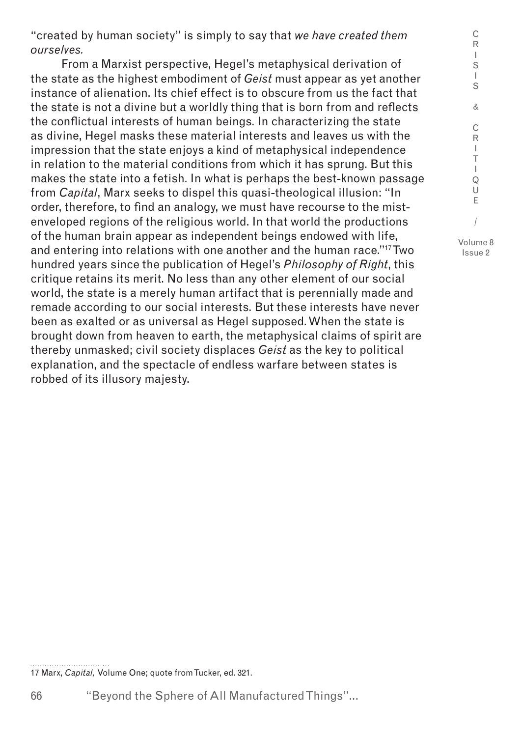"created by human society" is simply to say that *we have created them ourselves.*

From a Marxist perspective, Hegel's metaphysical derivation of the state as the highest embodiment of *Geist* must appear as yet another instance of alienation. Its chief effect is to obscure from us the fact that the state is not a divine but a worldly thing that is born from and reflects the conflictual interests of human beings. In characterizing the state as divine, Hegel masks these material interests and leaves us with the impression that the state enjoys a kind of metaphysical independence in relation to the material conditions from which it has sprung. But this makes the state into a fetish. In what is perhaps the best-known passage from *Capital*, Marx seeks to dispel this quasi-theological illusion: "In order, therefore, to find an analogy, we must have recourse to the mist-enveloped regions of the religious world. In that world the productions of the human brain appear as independent beings endowed with life, and entering into relations with one another and the human race."[17] Two hundred years since the publication of Hegel's *Philosophy of Right*, this critique retains its merit. No less than any other element of our social world, the state is a merely human artifact that is perennially made and remade according to our social interests. But these interests have never been as exalted or as universal as Hegel supposed. When the state is brought down from heaven to earth, the metaphysical claims of spirit are thereby unmasked; civil society displaces *Geist* as the key to political explanation, and the spectacle of endless warfare between states is robbed of its illusory majesty.

17 Marx, *Capital,* Volume One; quote from Tucker, ed. 321.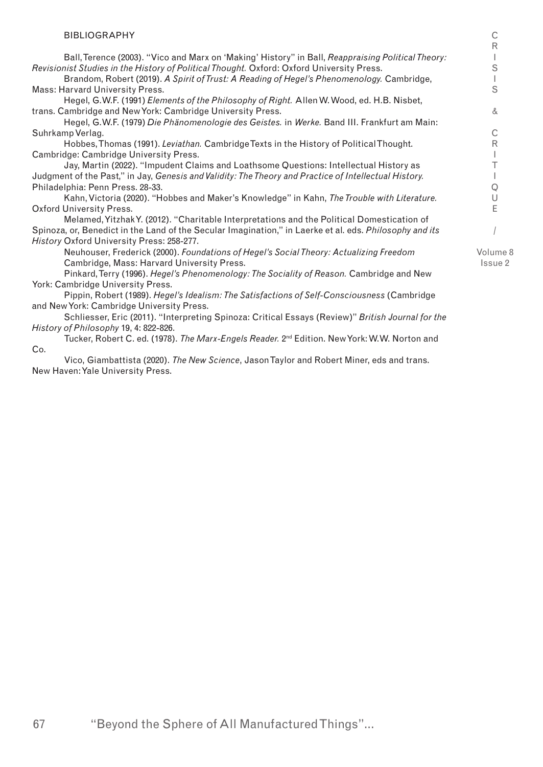BIBLIOGRAPHY

Ball, Terence (2003). "Vico and Marx on 'Making' History" in Ball, *Reappraising Political Theory: Revisionist Studies in the History of Political Thought.* Oxford: Oxford University Press.

Brandom, Robert (2019). *A Spirit of Trust: A Reading of Hegel's Phenomenology.* Cambridge, Mass: Harvard University Press.

Hegel, G.W.F. (1991) *Elements of the Philosophy of Right.* Allen W. Wood, ed. H.B. Nisbet, trans. Cambridge and New York: Cambridge University Press.

Hegel, G.W.F. (1979) *Die Phänomenologie des Geistes.* in *Werke.* Band III. Frankfurt am Main: Suhrkamp Verlag.

Hobbes, Thomas (1991). *Leviathan.* Cambridge Texts in the History of Political Thought. Cambridge: Cambridge University Press.

Jay, Martin (2022). "Impudent Claims and Loathsome Questions: Intellectual History as Judgment of the Past," in Jay, *Genesis and Validity: The Theory and Practice of Intellectual History.* Philadelphia: Penn Press. 28-33.

Kahn, Victoria (2020). "Hobbes and Maker's Knowledge" in Kahn, *The Trouble with Literature.* Oxford University Press.

Melamed, Yitzhak Y. (2012). "Charitable Interpretations and the Political Domestication of Spinoza, or, Benedict in the Land of the Secular Imagination," in Laerke et al. eds. *Philosophy and its History* Oxford University Press: 258-277.

Neuhouser, Frederick (2000). *Foundations of Hegel's Social Theory: Actualizing Freedom* Cambridge, Mass: Harvard University Press.

Pinkard, Terry (1996). *Hegel's Phenomenology: The Sociality of Reason.* Cambridge and New York: Cambridge University Press.

Pippin, Robert (1989). *Hegel's Idealism: The Satisfactions of Self-Consciousness* (Cambridge and New York: Cambridge University Press.

Schliesser, Eric (2011). "Interpreting Spinoza: Critical Essays (Review)" *British Journal for the History of Philosophy* 19, 4: 822-826.

Tucker, Robert C. ed. (1978). *The Marx-Engels Reader.* 2nd Edition. New York: W.W. Norton and Co.

Vico, Giambattista (2020). *The New Science*, Jason Taylor and Robert Miner, eds and trans. New Haven: Yale University Press.